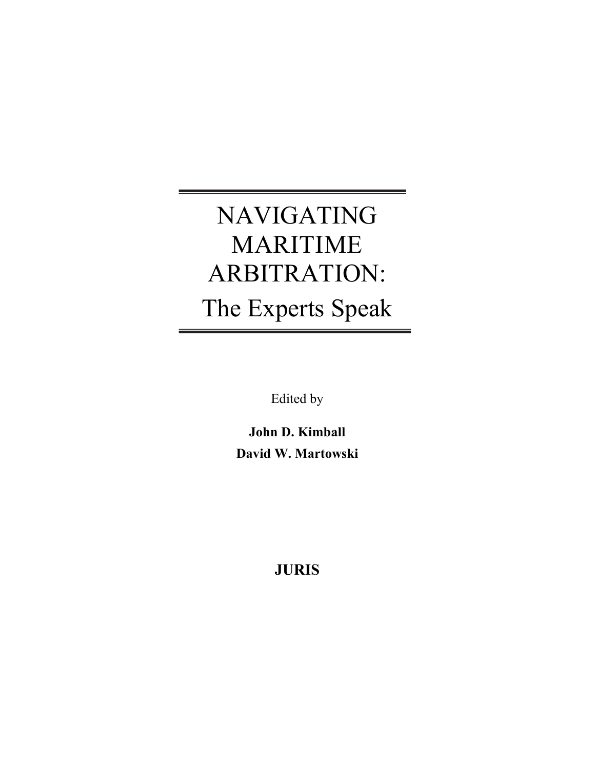# NAVIGATING MARITIME ARBITRATION:

## The Experts Speak

Edited by

**John D. Kimball**

**David W. Martowski**

**JURIS**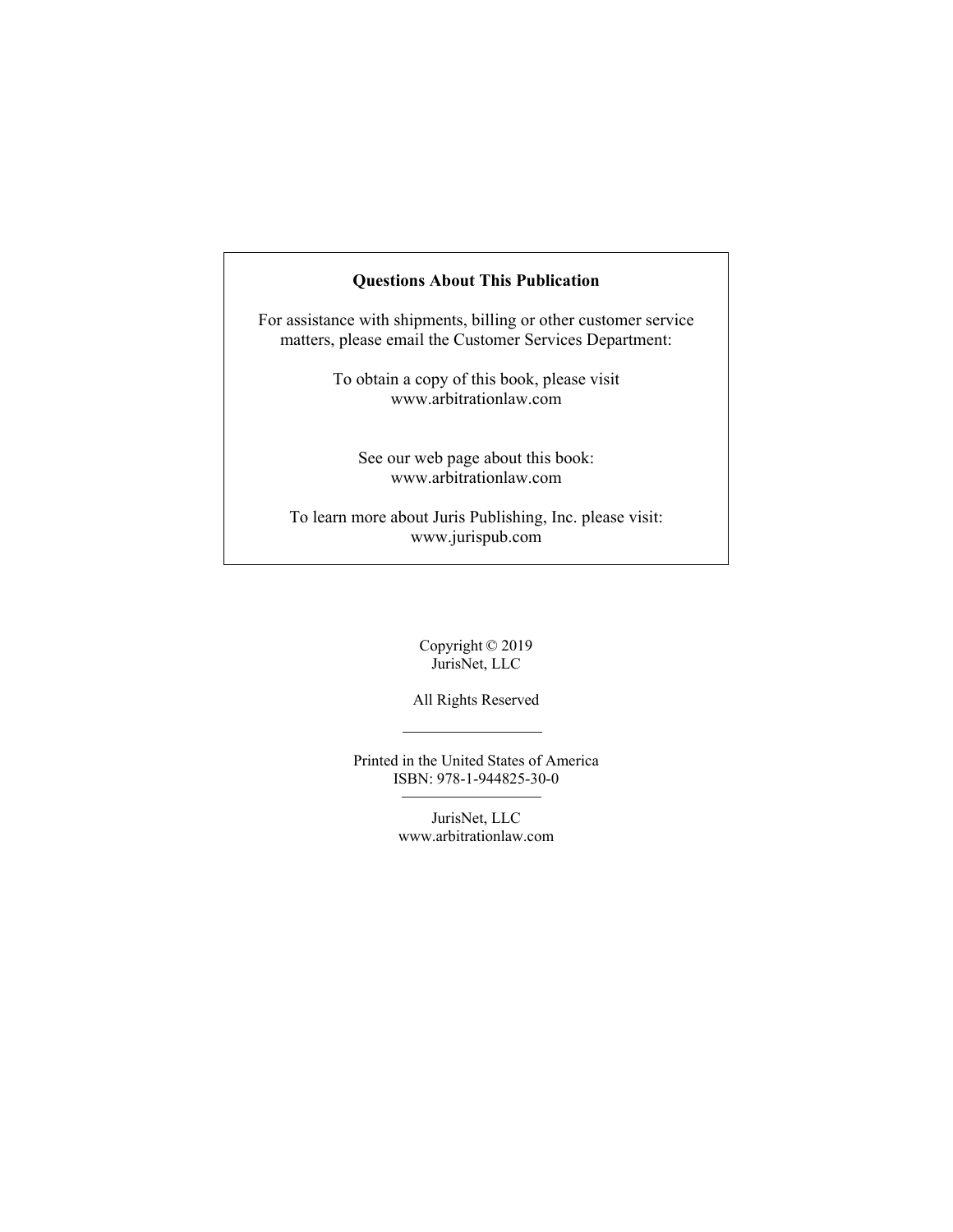**Questions About This Publication**

For assistance with shipments, billing or other customer service matters, please email the Customer Services Department:

To obtain a copy of this book, please visit
www.arbitrationlaw.com

See our web page about this book:
www.arbitrationlaw.com

To learn more about Juris Publishing, Inc. please visit:
www.jurispub.com

Copyright © 2019
JurisNet, LLC

All Rights Reserved

---

Printed in the United States of America
ISBN: 978-1-944825-30-0

---

JurisNet, LLC
www.arbitrationlaw.com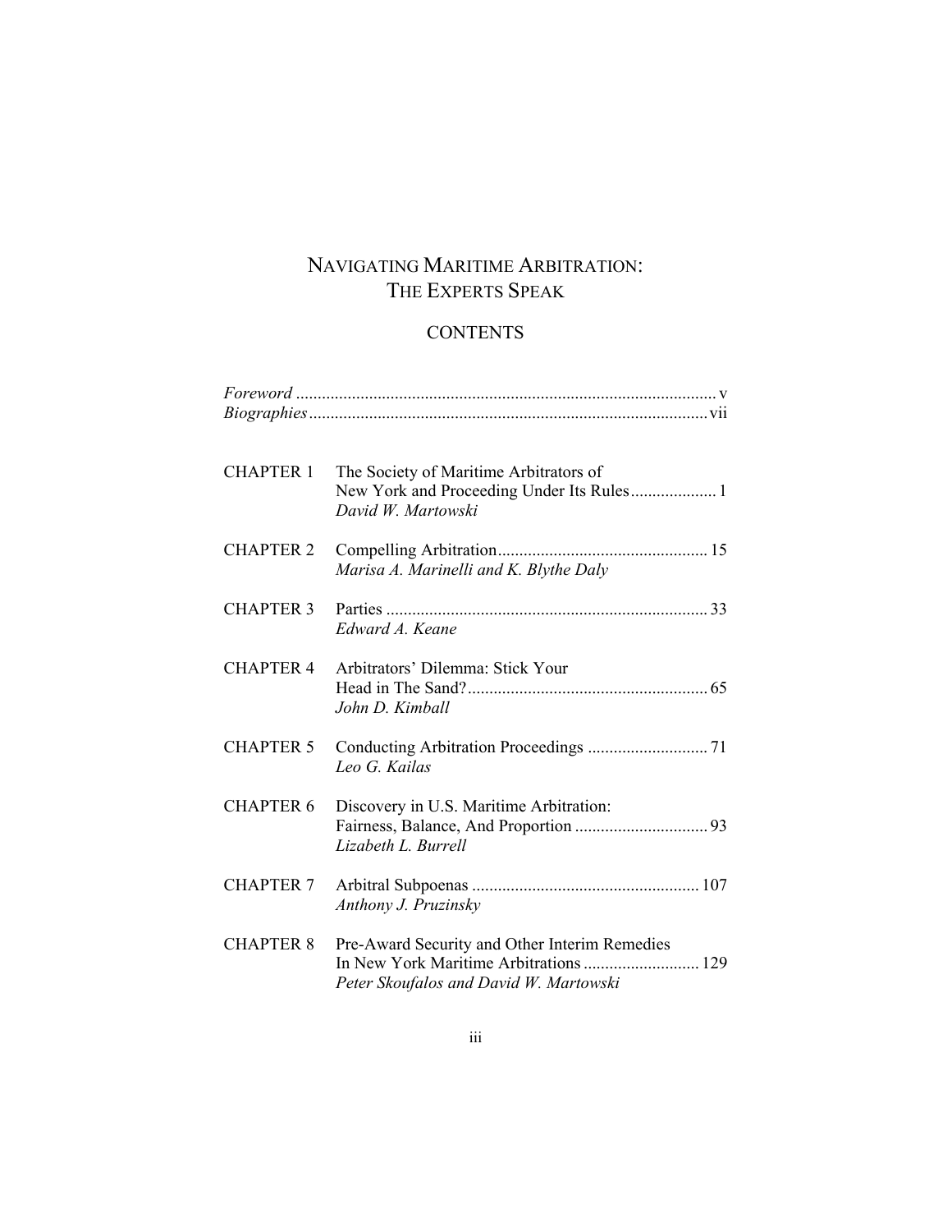# Navigating Maritime Arbitration: The Experts Speak

## Contents

| | | |
|---|---|---|
| *Foreword* | | v |
| *Biographies* | | vii |
| CHAPTER 1 | The Society of Maritime Arbitrators of New York and Proceeding Under Its Rules<br>*David W. Martowski* | 1 |
| CHAPTER 2 | Compelling Arbitration<br>*Marisa A. Marinelli and K. Blythe Daly* | 15 |
| CHAPTER 3 | Parties<br>*Edward A. Keane* | 33 |
| CHAPTER 4 | Arbitrators' Dilemma: Stick Your Head in The Sand?<br>*John D. Kimball* | 65 |
| CHAPTER 5 | Conducting Arbitration Proceedings<br>*Leo G. Kailas* | 71 |
| CHAPTER 6 | Discovery in U.S. Maritime Arbitration: Fairness, Balance, And Proportion<br>*Lizabeth L. Burrell* | 93 |
| CHAPTER 7 | Arbitral Subpoenas<br>*Anthony J. Pruzinsky* | 107 |
| CHAPTER 8 | Pre-Award Security and Other Interim Remedies In New York Maritime Arbitrations<br>*Peter Skoufalos and David W. Martowski* | 129 |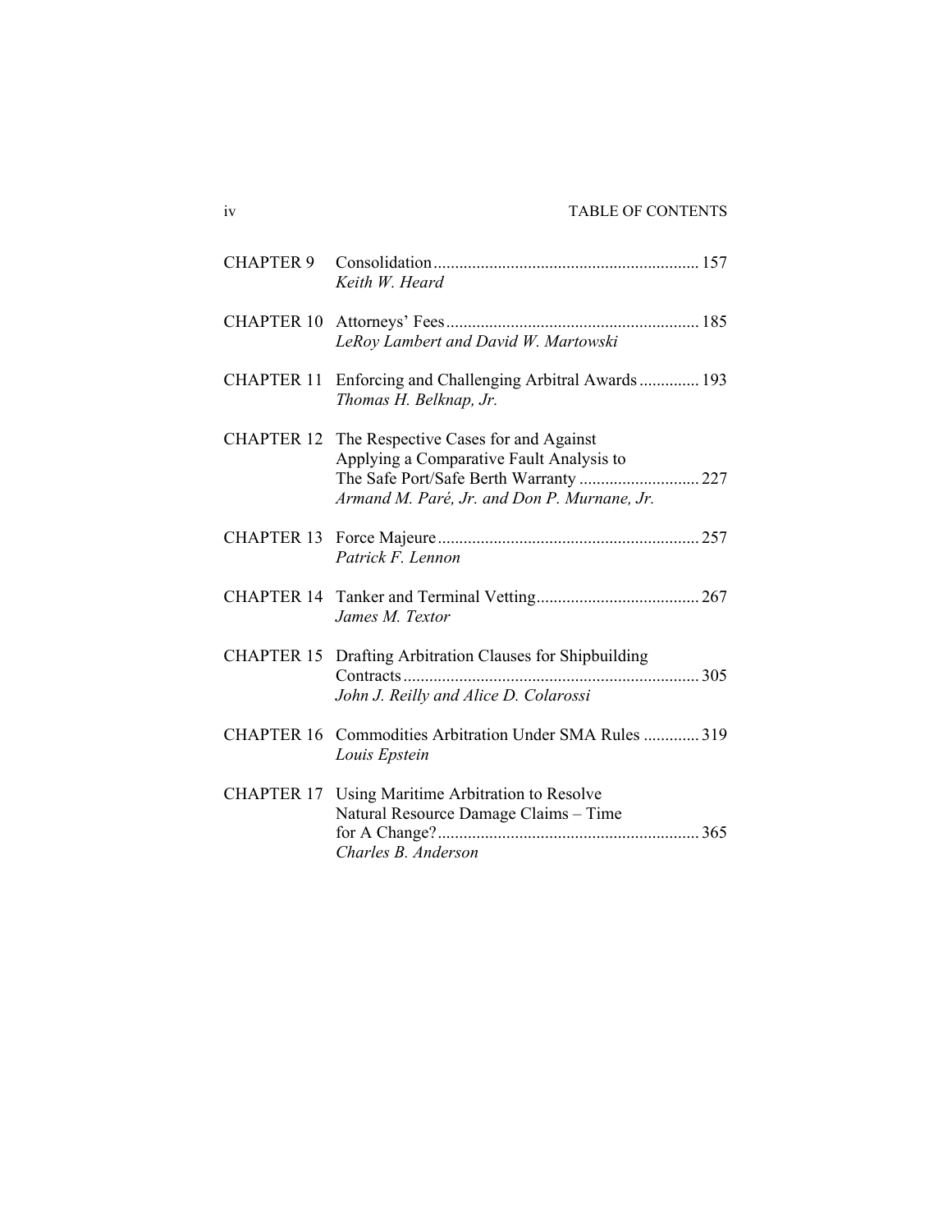| | | |
|---|---|---|
| CHAPTER 9 | Consolidation<br>*Keith W. Heard* | 157 |
| CHAPTER 10 | Attorneys' Fees<br>*LeRoy Lambert and David W. Martowski* | 185 |
| CHAPTER 11 | Enforcing and Challenging Arbitral Awards<br>*Thomas H. Belknap, Jr.* | 193 |
| CHAPTER 12 | The Respective Cases for and Against Applying a Comparative Fault Analysis to The Safe Port/Safe Berth Warranty<br>*Armand M. Paré, Jr. and Don P. Murnane, Jr.* | 227 |
| CHAPTER 13 | Force Majeure<br>*Patrick F. Lennon* | 257 |
| CHAPTER 14 | Tanker and Terminal Vetting<br>*James M. Textor* | 267 |
| CHAPTER 15 | Drafting Arbitration Clauses for Shipbuilding Contracts<br>*John J. Reilly and Alice D. Colarossi* | 305 |
| CHAPTER 16 | Commodities Arbitration Under SMA Rules<br>*Louis Epstein* | 319 |
| CHAPTER 17 | Using Maritime Arbitration to Resolve Natural Resource Damage Claims – Time for A Change?<br>*Charles B. Anderson* | 365 |